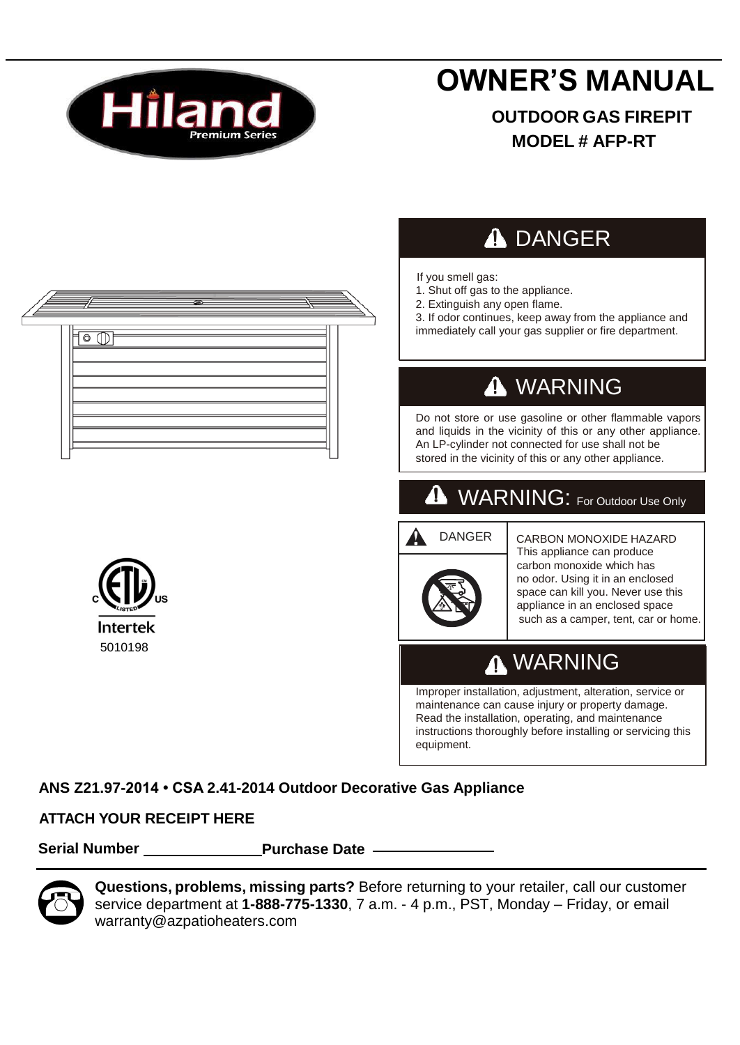# OWNER'S MANUAL

**OUTDOOR GAS FIREPIT**
**MODEL # AFP-RT**

Hiland Premium Series

## ⚠ DANGER

If you smell gas:
1. Shut off gas to the appliance.
2. Extinguish any open flame.
3. If odor continues, keep away from the appliance and immediately call your gas supplier or fire department.

## ⚠ WARNING

Do not store or use gasoline or other flammable vapors and liquids in the vicinity of this or any other appliance. An LP-cylinder not connected for use shall not be stored in the vicinity of this or any other appliance.

## ⚠ WARNING: For Outdoor Use Only

| | |
|---|---|
| ⚠ DANGER | CARBON MONOXIDE HAZARD This appliance can produce carbon monoxide which has no odor. Using it in an enclosed space can kill you. Never use this appliance in an enclosed space such as a camper, tent, car or home. |

## ⚠ WARNING

Improper installation, adjustment, alteration, service or maintenance can cause injury or property damage. Read the installation, operating, and maintenance instructions thoroughly before installing or servicing this equipment.

Intertek
5010198

**ANS Z21.97-2014 • CSA 2.41-2014 Outdoor Decorative Gas Appliance**

**ATTACH YOUR RECEIPT HERE**

**Serial Number** ______________ **Purchase Date** ______________

**Questions, problems, missing parts?** Before returning to your retailer, call our customer service department at **1-888-775-1330**, 7 a.m. - 4 p.m., PST, Monday – Friday, or email warranty@azpatioheaters.com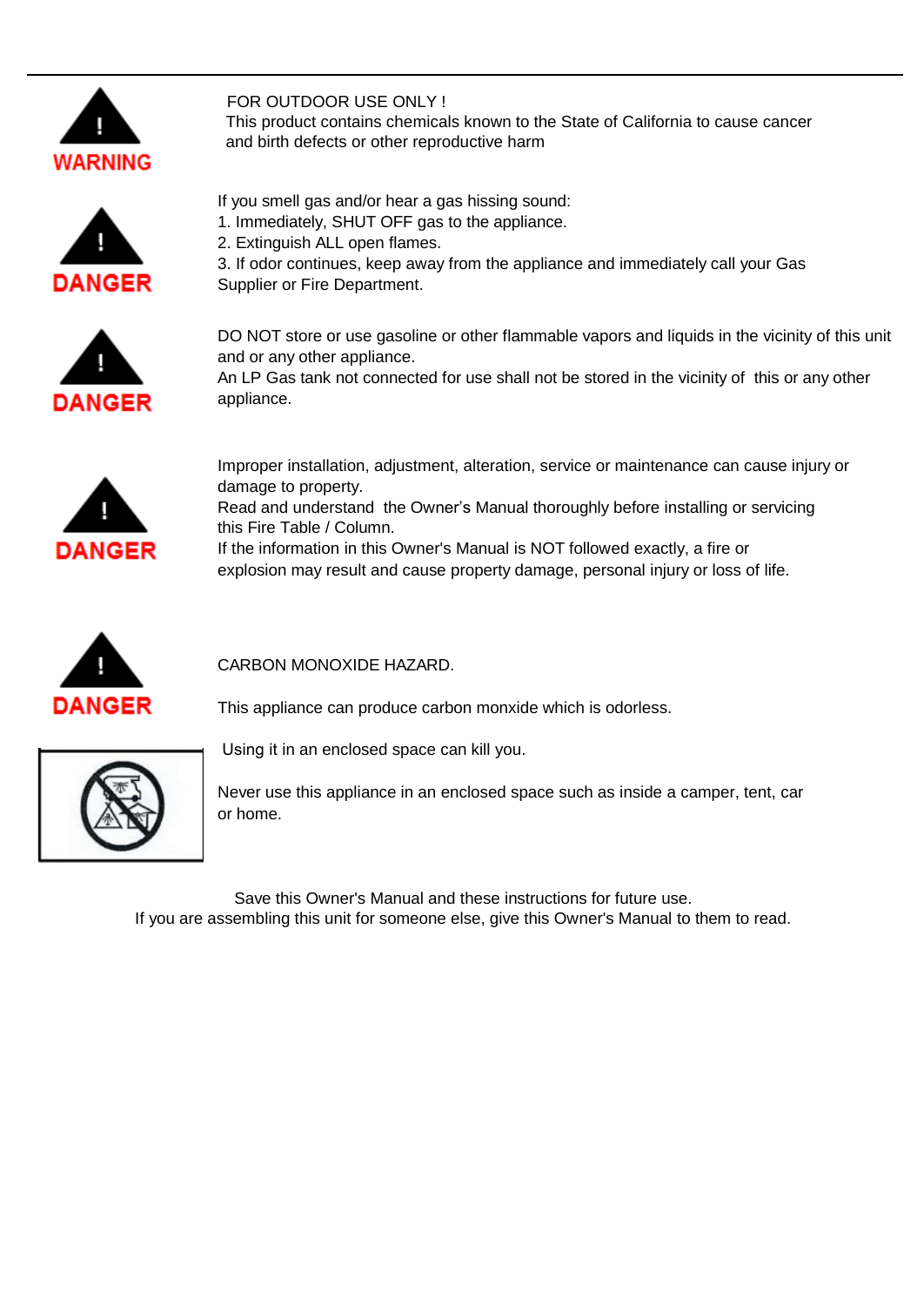**WARNING**

FOR OUTDOOR USE ONLY !
This product contains chemicals known to the State of California to cause cancer and birth defects or other reproductive harm

**DANGER**

If you smell gas and/or hear a gas hissing sound:
1. Immediately, SHUT OFF gas to the appliance.
2. Extinguish ALL open flames.
3. If odor continues, keep away from the appliance and immediately call your Gas Supplier or Fire Department.

**DANGER**

DO NOT store or use gasoline or other flammable vapors and liquids in the vicinity of this unit and or any other appliance.
An LP Gas tank not connected for use shall not be stored in the vicinity of this or any other appliance.

**DANGER**

Improper installation, adjustment, alteration, service or maintenance can cause injury or damage to property.
Read and understand the Owner's Manual thoroughly before installing or servicing this Fire Table / Column.
If the information in this Owner's Manual is NOT followed exactly, a fire or explosion may result and cause property damage, personal injury or loss of life.

**DANGER**

CARBON MONOXIDE HAZARD.

This appliance can produce carbon monxide which is odorless.

Using it in an enclosed space can kill you.

Never use this appliance in an enclosed space such as inside a camper, tent, car or home.

Save this Owner's Manual and these instructions for future use.
If you are assembling this unit for someone else, give this Owner's Manual to them to read.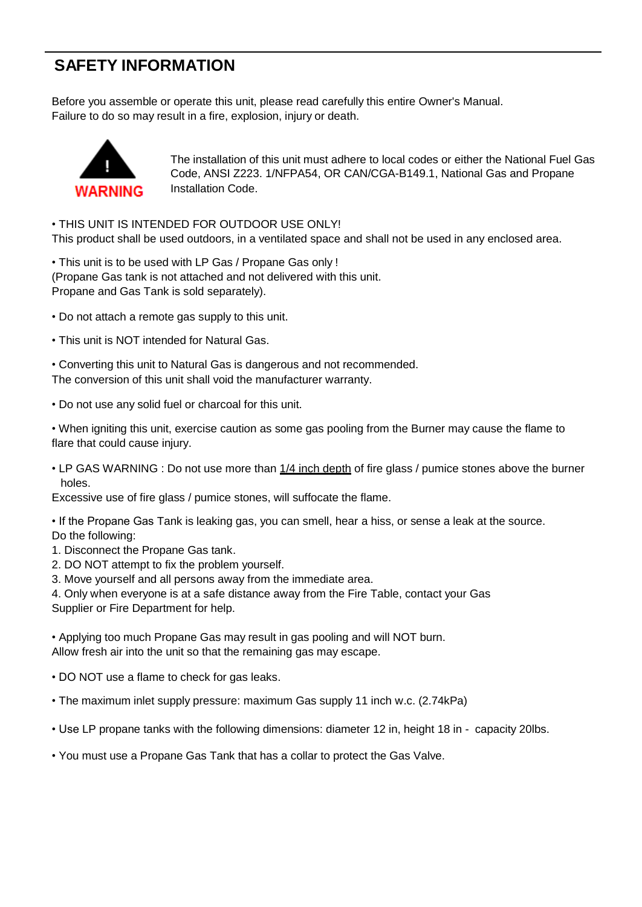## SAFETY INFORMATION

Before you assemble or operate this unit, please read carefully this entire Owner's Manual.
Failure to do so may result in a fire, explosion, injury or death.

**WARNING**

The installation of this unit must adhere to local codes or either the National Fuel Gas Code, ANSI Z223. 1/NFPA54, OR CAN/CGA-B149.1, National Gas and Propane Installation Code.

• THIS UNIT IS INTENDED FOR OUTDOOR USE ONLY!
This product shall be used outdoors, in a ventilated space and shall not be used in any enclosed area.

• This unit is to be used with LP Gas / Propane Gas only !
(Propane Gas tank is not attached and not delivered with this unit.
Propane and Gas Tank is sold separately).

• Do not attach a remote gas supply to this unit.

• This unit is NOT intended for Natural Gas.

• Converting this unit to Natural Gas is dangerous and not recommended.
The conversion of this unit shall void the manufacturer warranty.

• Do not use any solid fuel or charcoal for this unit.

• When igniting this unit, exercise caution as some gas pooling from the Burner may cause the flame to flare that could cause injury.

• LP GAS WARNING : Do not use more than 1/4 inch depth of fire glass / pumice stones above the burner holes.
Excessive use of fire glass / pumice stones, will suffocate the flame.

• If the Propane Gas Tank is leaking gas, you can smell, hear a hiss, or sense a leak at the source.
Do the following:
1. Disconnect the Propane Gas tank.
2. DO NOT attempt to fix the problem yourself.
3. Move yourself and all persons away from the immediate area.
4. Only when everyone is at a safe distance away from the Fire Table, contact your Gas Supplier or Fire Department for help.

• Applying too much Propane Gas may result in gas pooling and will NOT burn.
Allow fresh air into the unit so that the remaining gas may escape.

• DO NOT use a flame to check for gas leaks.

• The maximum inlet supply pressure: maximum Gas supply 11 inch w.c. (2.74kPa)

• Use LP propane tanks with the following dimensions: diameter 12 in, height 18 in - capacity 20lbs.

• You must use a Propane Gas Tank that has a collar to protect the Gas Valve.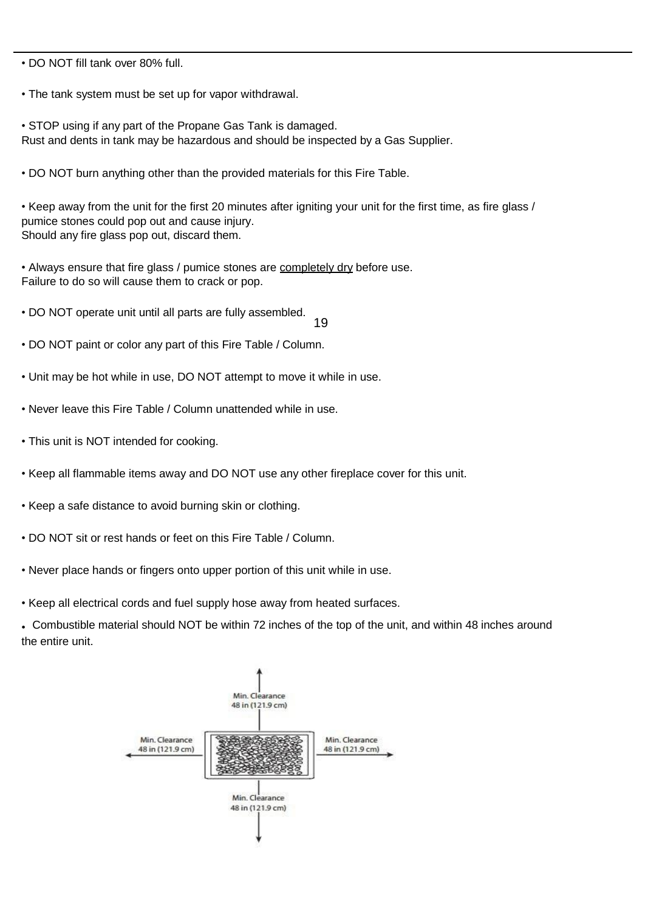- DO NOT fill tank over 80% full.

- The tank system must be set up for vapor withdrawal.

- STOP using if any part of the Propane Gas Tank is damaged.
Rust and dents in tank may be hazardous and should be inspected by a Gas Supplier.

- DO NOT burn anything other than the provided materials for this Fire Table.

- Keep away from the unit for the first 20 minutes after igniting your unit for the first time, as fire glass / pumice stones could pop out and cause injury.
Should any fire glass pop out, discard them.

- Always ensure that fire glass / pumice stones are <u>completely dry</u> before use.
Failure to do so will cause them to crack or pop.

- DO NOT operate unit until all parts are fully assembled.

- DO NOT paint or color any part of this Fire Table / Column.

- Unit may be hot while in use, DO NOT attempt to move it while in use.

- Never leave this Fire Table / Column unattended while in use.

- This unit is NOT intended for cooking.

- Keep all flammable items away and DO NOT use any other fireplace cover for this unit.

- Keep a safe distance to avoid burning skin or clothing.

- DO NOT sit or rest hands or feet on this Fire Table / Column.

- Never place hands or fingers onto upper portion of this unit while in use.

- Keep all electrical cords and fuel supply hose away from heated surfaces.

- Combustible material should NOT be within 72 inches of the top of the unit, and within 48 inches around the entire unit.

Min. Clearance 48 in (121.9 cm)

Min. Clearance 48 in (121.9 cm)

Min. Clearance 48 in (121.9 cm)

Min. Clearance 48 in (121.9 cm)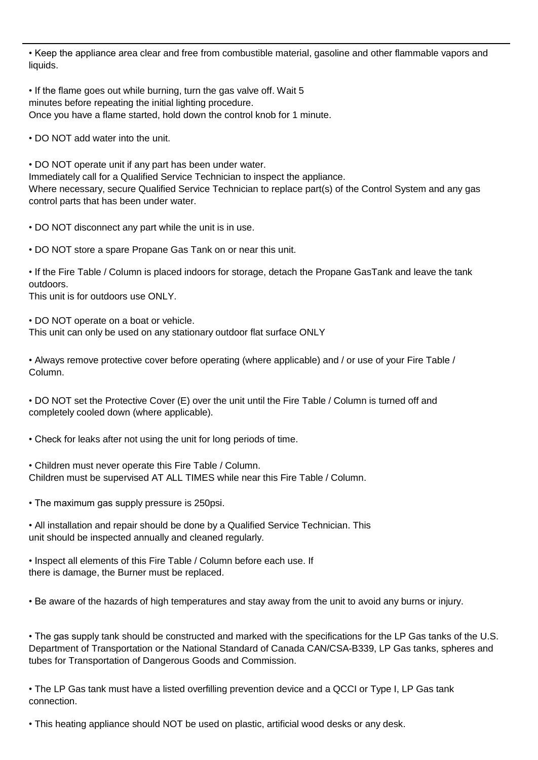- Keep the appliance area clear and free from combustible material, gasoline and other flammable vapors and liquids.

- If the flame goes out while burning, turn the gas valve off. Wait 5 minutes before repeating the initial lighting procedure.
Once you have a flame started, hold down the control knob for 1 minute.

- DO NOT add water into the unit.

- DO NOT operate unit if any part has been under water.
Immediately call for a Qualified Service Technician to inspect the appliance.
Where necessary, secure Qualified Service Technician to replace part(s) of the Control System and any gas control parts that has been under water.

- DO NOT disconnect any part while the unit is in use.

- DO NOT store a spare Propane Gas Tank on or near this unit.

- If the Fire Table / Column is placed indoors for storage, detach the Propane GasTank and leave the tank outdoors.
This unit is for outdoors use ONLY.

- DO NOT operate on a boat or vehicle.
This unit can only be used on any stationary outdoor flat surface ONLY

- Always remove protective cover before operating (where applicable) and / or use of your Fire Table / Column.

- DO NOT set the Protective Cover (E) over the unit until the Fire Table / Column is turned off and completely cooled down (where applicable).

- Check for leaks after not using the unit for long periods of time.

- Children must never operate this Fire Table / Column.
Children must be supervised AT ALL TIMES while near this Fire Table / Column.

- The maximum gas supply pressure is 250psi.

- All installation and repair should be done by a Qualified Service Technician. This unit should be inspected annually and cleaned regularly.

- Inspect all elements of this Fire Table / Column before each use. If there is damage, the Burner must be replaced.

- Be aware of the hazards of high temperatures and stay away from the unit to avoid any burns or injury.

- The gas supply tank should be constructed and marked with the specifications for the LP Gas tanks of the U.S. Department of Transportation or the National Standard of Canada CAN/CSA-B339, LP Gas tanks, spheres and tubes for Transportation of Dangerous Goods and Commission.

- The LP Gas tank must have a listed overfilling prevention device and a QCCI or Type I, LP Gas tank connection.

- This heating appliance should NOT be used on plastic, artificial wood desks or any desk.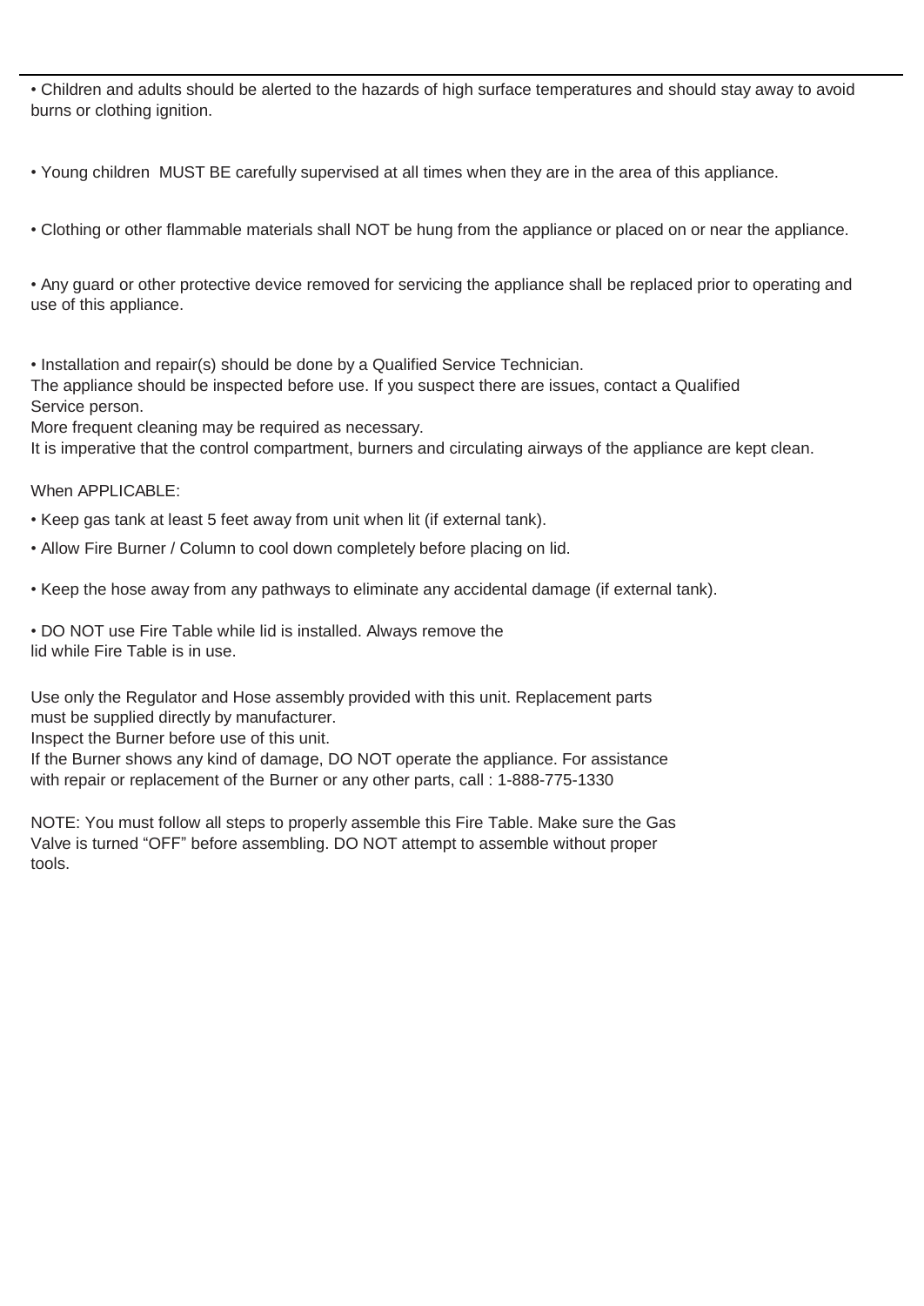- Children and adults should be alerted to the hazards of high surface temperatures and should stay away to avoid burns or clothing ignition.

- Young children MUST BE carefully supervised at all times when they are in the area of this appliance.

- Clothing or other flammable materials shall NOT be hung from the appliance or placed on or near the appliance.

- Any guard or other protective device removed for servicing the appliance shall be replaced prior to operating and use of this appliance.

- Installation and repair(s) should be done by a Qualified Service Technician.

The appliance should be inspected before use. If you suspect there are issues, contact a Qualified Service person.

More frequent cleaning may be required as necessary.

It is imperative that the control compartment, burners and circulating airways of the appliance are kept clean.

When APPLICABLE:

- Keep gas tank at least 5 feet away from unit when lit (if external tank).
- Allow Fire Burner / Column to cool down completely before placing on lid.
- Keep the hose away from any pathways to eliminate any accidental damage (if external tank).
- DO NOT use Fire Table while lid is installed. Always remove the lid while Fire Table is in use.

Use only the Regulator and Hose assembly provided with this unit. Replacement parts must be supplied directly by manufacturer.

Inspect the Burner before use of this unit.

If the Burner shows any kind of damage, DO NOT operate the appliance. For assistance with repair or replacement of the Burner or any other parts, call : 1-888-775-1330

NOTE: You must follow all steps to properly assemble this Fire Table. Make sure the Gas Valve is turned “OFF” before assembling. DO NOT attempt to assemble without proper tools.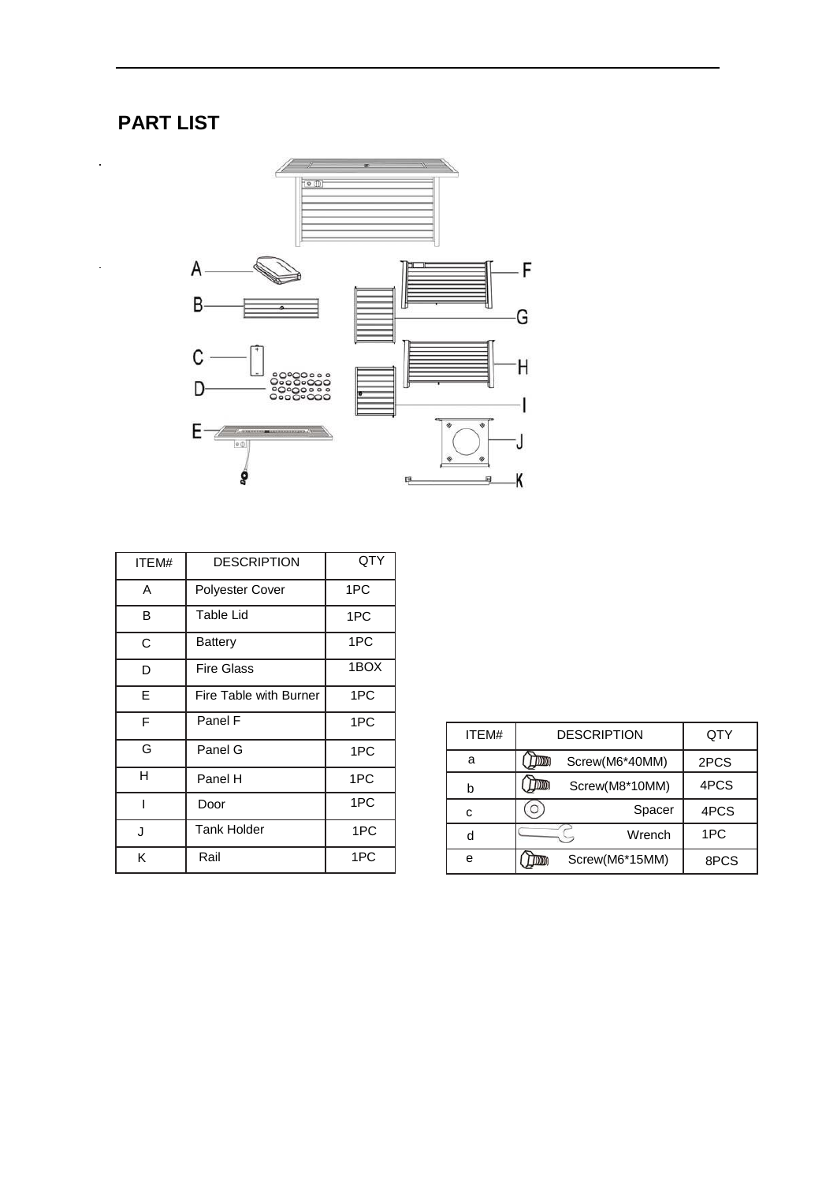## PART LIST

| ITEM# | DESCRIPTION | QTY |
|---|---|---|
| A | Polyester Cover | 1PC |
| B | Table Lid | 1PC |
| C | Battery | 1PC |
| D | Fire Glass | 1BOX |
| E | Fire Table with Burner | 1PC |
| F | Panel F | 1PC |
| G | Panel G | 1PC |
| H | Panel H | 1PC |
| I | Door | 1PC |
| J | Tank Holder | 1PC |
| K | Rail | 1PC |

| ITEM# | DESCRIPTION | QTY |
|---|---|---|
| a | Screw(M6*40MM) | 2PCS |
| b | Screw(M8*10MM) | 4PCS |
| c | Spacer | 4PCS |
| d | Wrench | 1PC |
| e | Screw(M6*15MM) | 8PCS |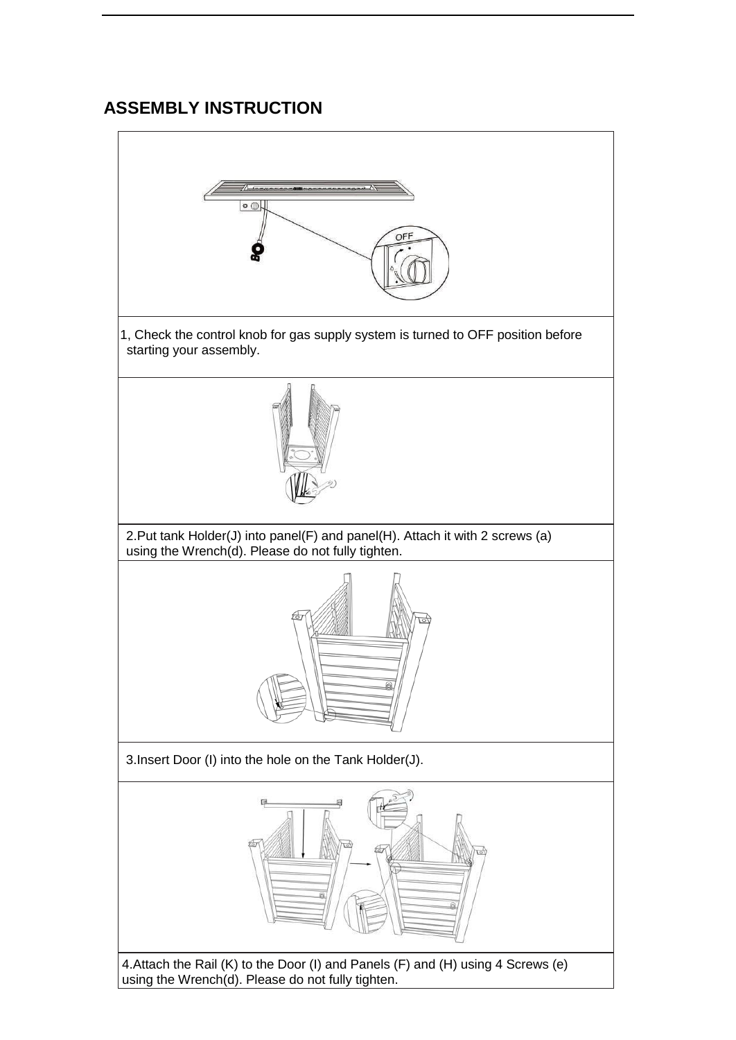## ASSEMBLY INSTRUCTION

1, Check the control knob for gas supply system is turned to OFF position before starting your assembly.

2.Put tank Holder(J) into panel(F) and panel(H). Attach it with 2 screws (a) using the Wrench(d). Please do not fully tighten.

3.Insert Door (I) into the hole on the Tank Holder(J).

4.Attach the Rail (K) to the Door (I) and Panels (F) and (H) using 4 Screws (e) using the Wrench(d). Please do not fully tighten.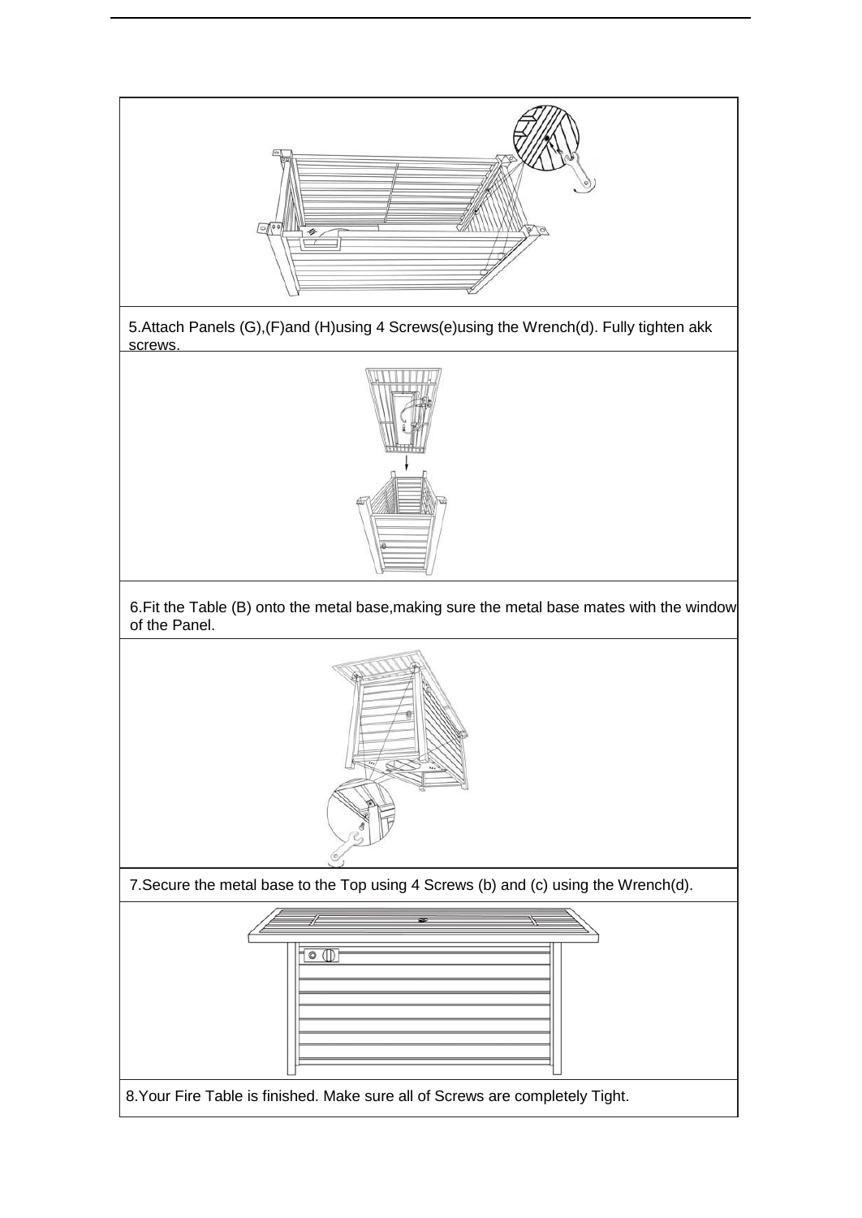5.Attach Panels (G),(F)and (H)using 4 Screws(e)using the Wrench(d). Fully tighten akk screws.

6.Fit the Table (B) onto the metal base,making sure the metal base mates with the window of the Panel.

7.Secure the metal base to the Top using 4 Screws (b) and (c) using the Wrench(d).

8.Your Fire Table is finished. Make sure all of Screws are completely Tight.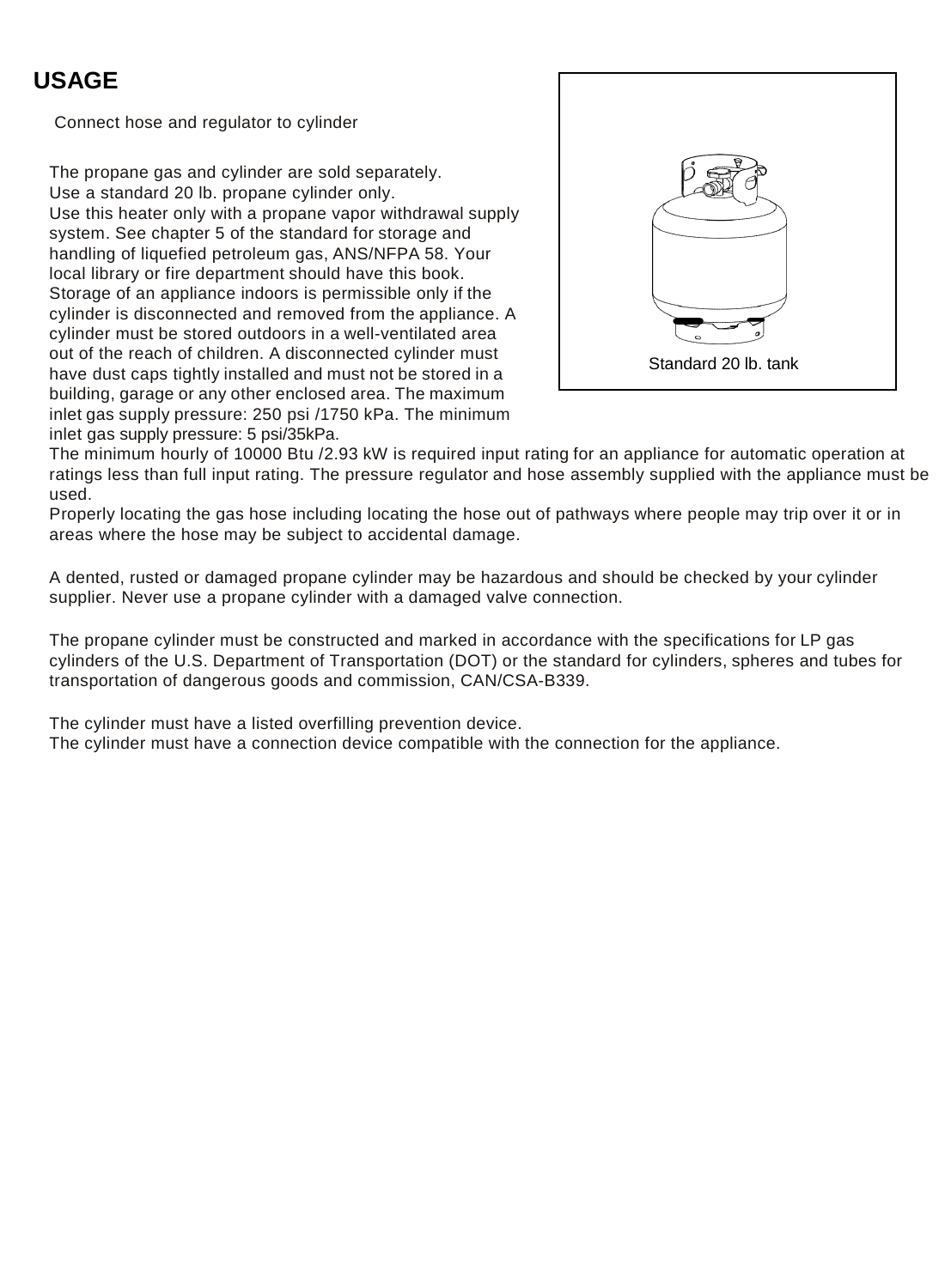# USAGE

Connect hose and regulator to cylinder

The propane gas and cylinder are sold separately.
Use a standard 20 lb. propane cylinder only.
Use this heater only with a propane vapor withdrawal supply system. See chapter 5 of the standard for storage and handling of liquefied petroleum gas, ANS/NFPA 58. Your local library or fire department should have this book.
Storage of an appliance indoors is permissible only if the cylinder is disconnected and removed from the appliance. A cylinder must be stored outdoors in a well-ventilated area out of the reach of children. A disconnected cylinder must have dust caps tightly installed and must not be stored in a building, garage or any other enclosed area. The maximum inlet gas supply pressure: 250 psi /1750 kPa. The minimum inlet gas supply pressure: 5 psi/35kPa.

Standard 20 lb. tank

The minimum hourly of 10000 Btu /2.93 kW is required input rating for an appliance for automatic operation at ratings less than full input rating. The pressure regulator and hose assembly supplied with the appliance must be used.
Properly locating the gas hose including locating the hose out of pathways where people may trip over it or in areas where the hose may be subject to accidental damage.

A dented, rusted or damaged propane cylinder may be hazardous and should be checked by your cylinder supplier. Never use a propane cylinder with a damaged valve connection.

The propane cylinder must be constructed and marked in accordance with the specifications for LP gas cylinders of the U.S. Department of Transportation (DOT) or the standard for cylinders, spheres and tubes for transportation of dangerous goods and commission, CAN/CSA-B339.

The cylinder must have a listed overfilling prevention device.
The cylinder must have a connection device compatible with the connection for the appliance.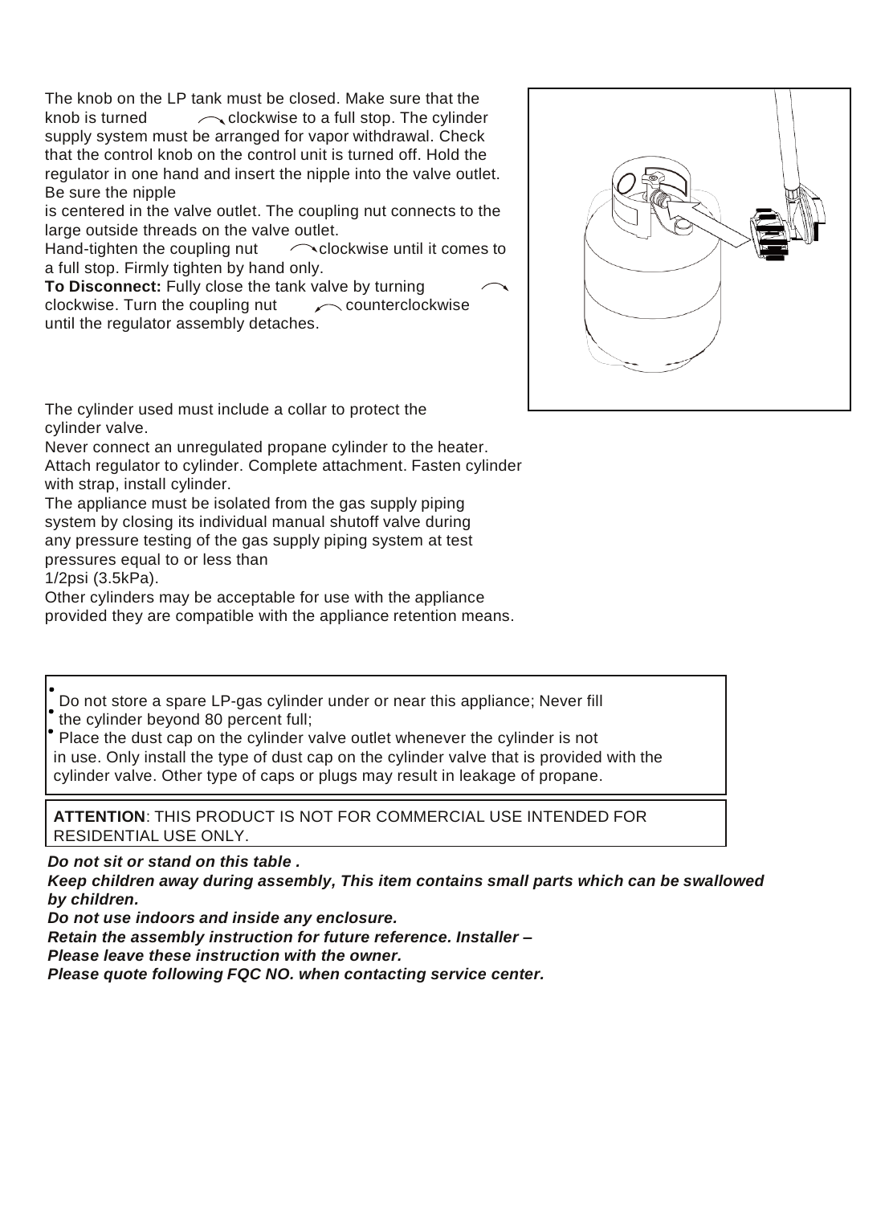The knob on the LP tank must be closed. Make sure that the knob is turned clockwise to a full stop. The cylinder supply system must be arranged for vapor withdrawal. Check that the control knob on the control unit is turned off. Hold the regulator in one hand and insert the nipple into the valve outlet. Be sure the nipple is centered in the valve outlet. The coupling nut connects to the large outside threads on the valve outlet.
Hand-tighten the coupling nut clockwise until it comes to a full stop. Firmly tighten by hand only.
**To Disconnect:** Fully close the tank valve by turning clockwise. Turn the coupling nut counterclockwise until the regulator assembly detaches.

The cylinder used must include a collar to protect the cylinder valve.
Never connect an unregulated propane cylinder to the heater.
Attach regulator to cylinder. Complete attachment. Fasten cylinder with strap, install cylinder.
The appliance must be isolated from the gas supply piping system by closing its individual manual shutoff valve during any pressure testing of the gas supply piping system at test pressures equal to or less than
1/2psi (3.5kPa).
Other cylinders may be acceptable for use with the appliance provided they are compatible with the appliance retention means.

- Do not store a spare LP-gas cylinder under or near this appliance; Never fill
- the cylinder beyond 80 percent full;
- Place the dust cap on the cylinder valve outlet whenever the cylinder is not in use. Only install the type of dust cap on the cylinder valve that is provided with the cylinder valve. Other type of caps or plugs may result in leakage of propane.

**ATTENTION**: THIS PRODUCT IS NOT FOR COMMERCIAL USE INTENDED FOR RESIDENTIAL USE ONLY.

***Do not sit or stand on this table .***
***Keep children away during assembly, This item contains small parts which can be swallowed by children.***
***Do not use indoors and inside any enclosure.***
***Retain the assembly instruction for future reference. Installer –***
***Please leave these instruction with the owner.***
***Please quote following FQC NO. when contacting service center.***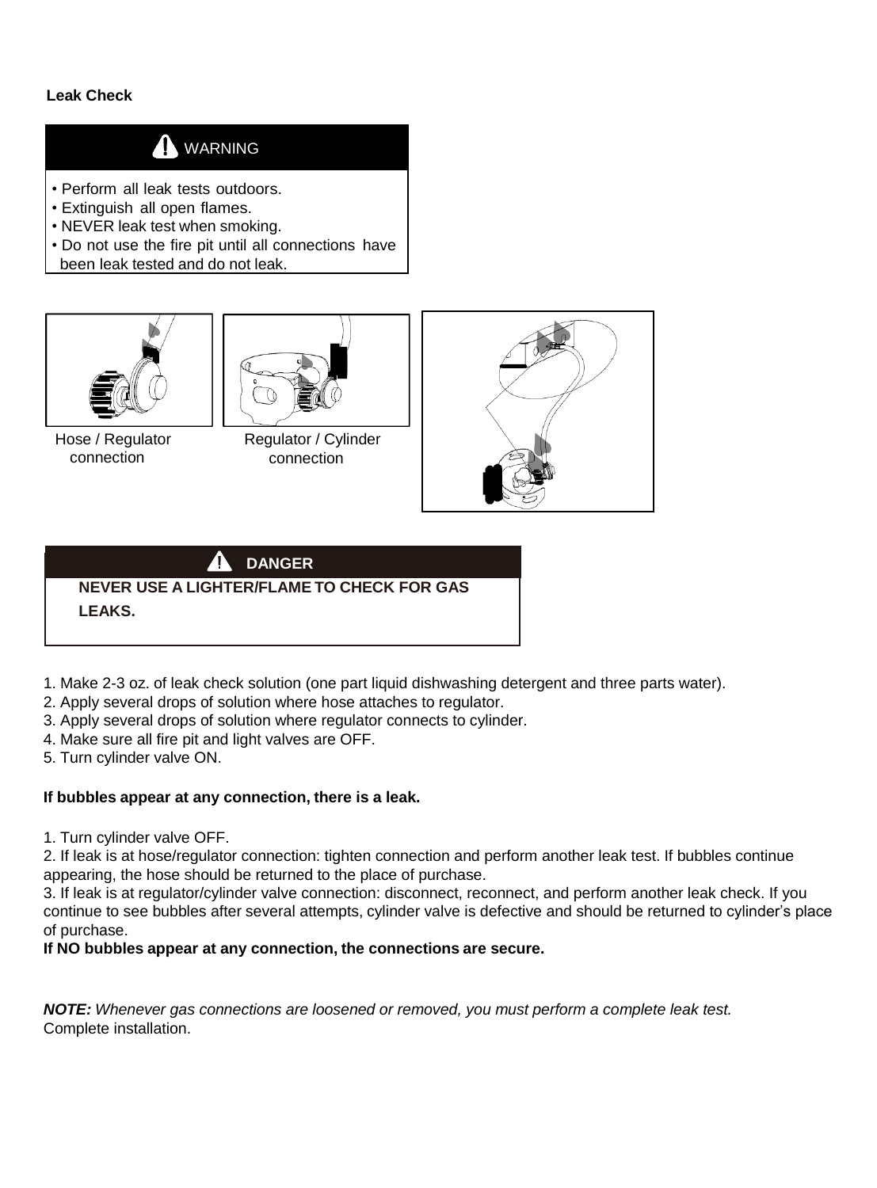## Leak Check

**WARNING**

- Perform all leak tests outdoors.
- Extinguish all open flames.
- NEVER leak test when smoking.
- Do not use the fire pit until all connections have been leak tested and do not leak.

Hose / Regulator connection

Regulator / Cylinder connection

**DANGER**

**NEVER USE A LIGHTER/FLAME TO CHECK FOR GAS LEAKS.**

1. Make 2-3 oz. of leak check solution (one part liquid dishwashing detergent and three parts water).
2. Apply several drops of solution where hose attaches to regulator.
3. Apply several drops of solution where regulator connects to cylinder.
4. Make sure all fire pit and light valves are OFF.
5. Turn cylinder valve ON.

**If bubbles appear at any connection, there is a leak.**

1. Turn cylinder valve OFF.
2. If leak is at hose/regulator connection: tighten connection and perform another leak test. If bubbles continue appearing, the hose should be returned to the place of purchase.
3. If leak is at regulator/cylinder valve connection: disconnect, reconnect, and perform another leak check. If you continue to see bubbles after several attempts, cylinder valve is defective and should be returned to cylinder's place of purchase.

**If NO bubbles appear at any connection, the connections are secure.**

***NOTE:*** *Whenever gas connections are loosened or removed, you must perform a complete leak test.*
Complete installation.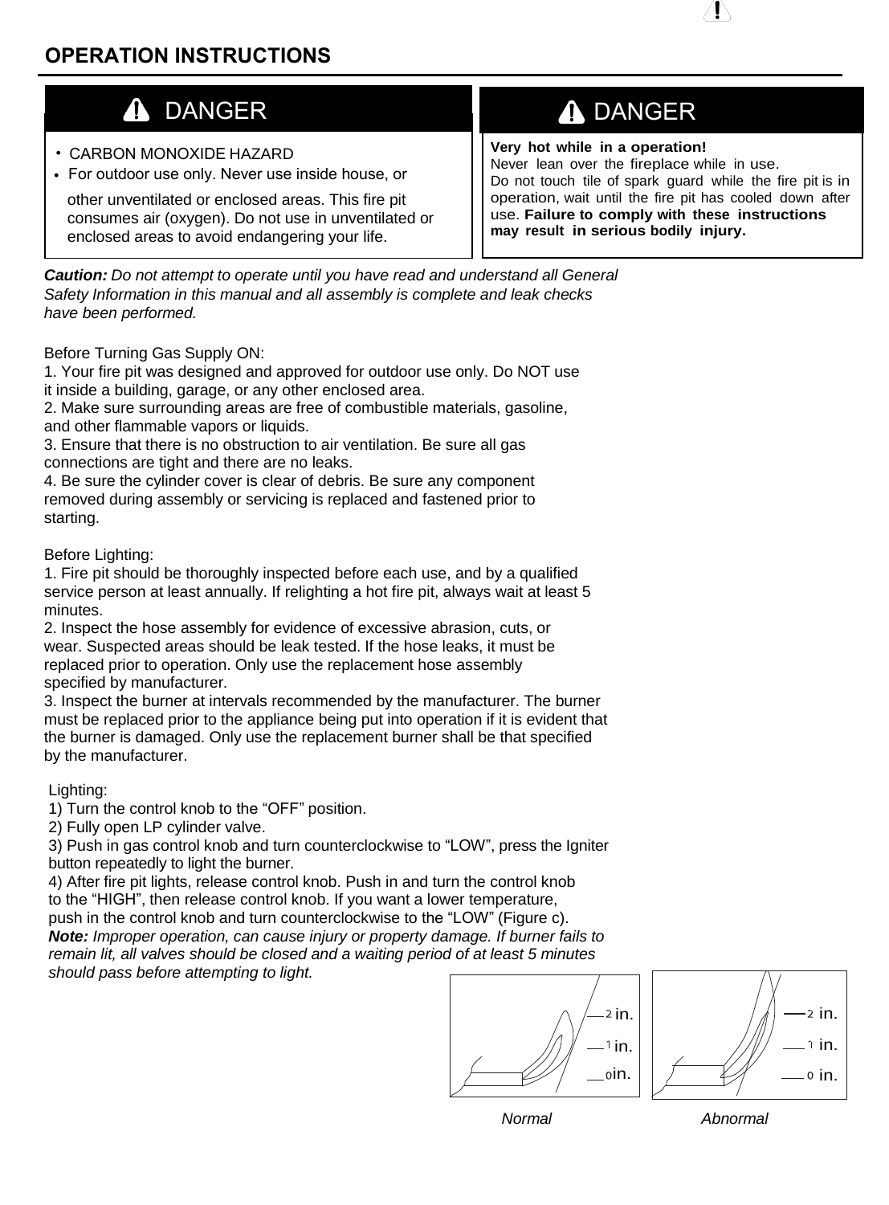## OPERATION INSTRUCTIONS

**⚠ DANGER**

- CARBON MONOXIDE HAZARD
- For outdoor use only. Never use inside house, or other unventilated or enclosed areas. This fire pit consumes air (oxygen). Do not use in unventilated or enclosed areas to avoid endangering your life.

**⚠ DANGER**

**Very hot while in a operation!**
Never lean over the fireplace while in use.
Do not touch tile of spark guard while the fire pit is in operation, wait until the fire pit has cooled down after use. **Failure to comply with these instructions may result in serious bodily injury.**

***Caution:*** *Do not attempt to operate until you have read and understand all General Safety Information in this manual and all assembly is complete and leak checks have been performed.*

Before Turning Gas Supply ON:

1. Your fire pit was designed and approved for outdoor use only. Do NOT use it inside a building, garage, or any other enclosed area.
2. Make sure surrounding areas are free of combustible materials, gasoline, and other flammable vapors or liquids.
3. Ensure that there is no obstruction to air ventilation. Be sure all gas connections are tight and there are no leaks.
4. Be sure the cylinder cover is clear of debris. Be sure any component removed during assembly or servicing is replaced and fastened prior to starting.

Before Lighting:

1. Fire pit should be thoroughly inspected before each use, and by a qualified service person at least annually. If relighting a hot fire pit, always wait at least 5 minutes.
2. Inspect the hose assembly for evidence of excessive abrasion, cuts, or wear. Suspected areas should be leak tested. If the hose leaks, it must be replaced prior to operation. Only use the replacement hose assembly specified by manufacturer.
3. Inspect the burner at intervals recommended by the manufacturer. The burner must be replaced prior to the appliance being put into operation if it is evident that the burner is damaged. Only use the replacement burner shall be that specified by the manufacturer.

Lighting:

1) Turn the control knob to the “OFF” position.
2) Fully open LP cylinder valve.
3) Push in gas control knob and turn counterclockwise to “LOW”, press the Igniter button repeatedly to light the burner.
4) After fire pit lights, release control knob. Push in and turn the control knob to the “HIGH”, then release control knob. If you want a lower temperature, push in the control knob and turn counterclockwise to the “LOW” (Figure c).

***Note:*** *Improper operation, can cause injury or property damage. If burner fails to remain lit, all valves should be closed and a waiting period of at least 5 minutes should pass before attempting to light.*

2 in. 1 in. 0 in.

*Normal*

2 in. 1 in. 0 in.

*Abnormal*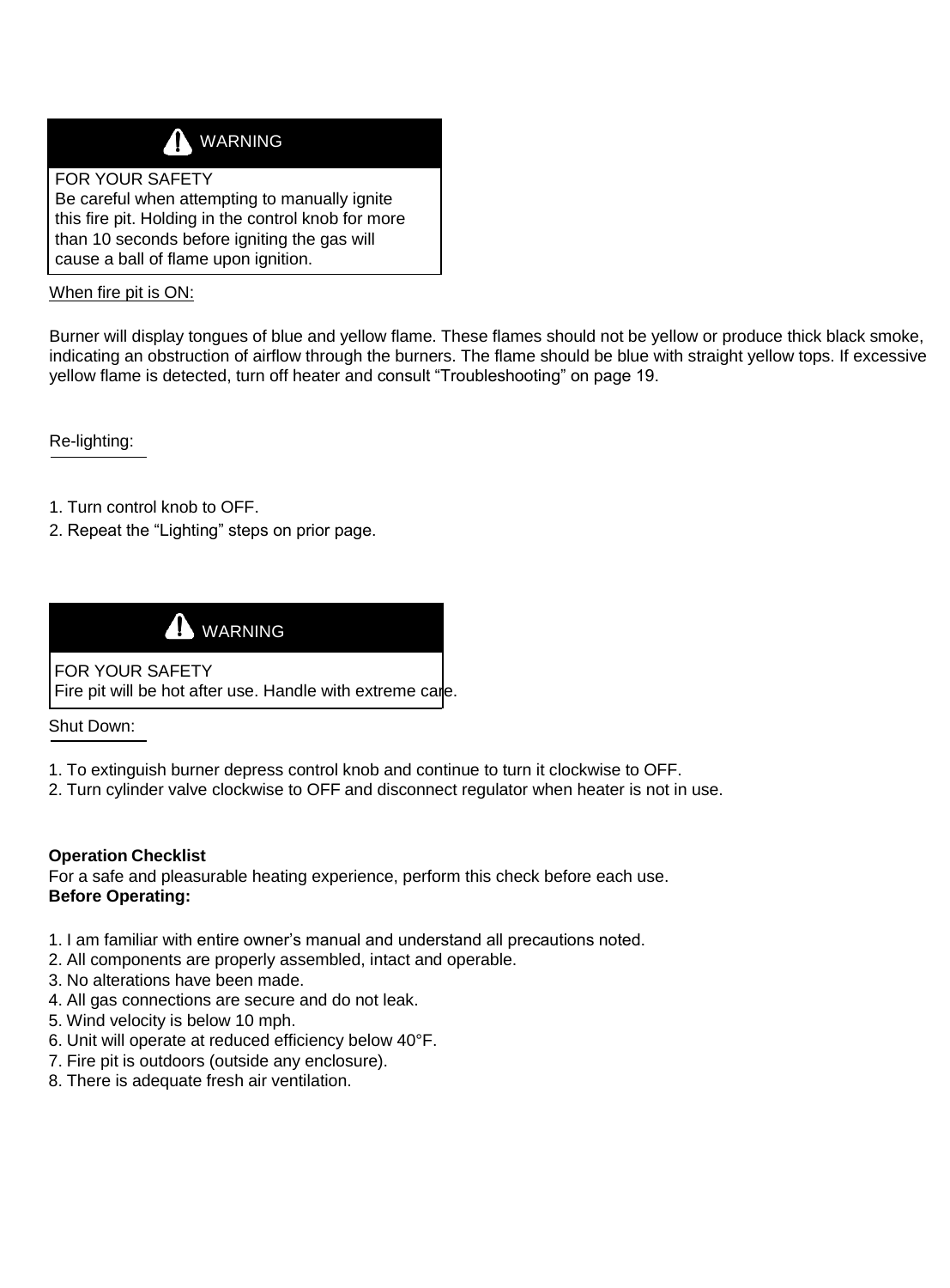**⚠ WARNING**

**FOR YOUR SAFETY**
Be careful when attempting to manually ignite this fire pit. Holding in the control knob for more than 10 seconds before igniting the gas will cause a ball of flame upon ignition.

When fire pit is ON:

Burner will display tongues of blue and yellow flame. These flames should not be yellow or produce thick black smoke, indicating an obstruction of airflow through the burners. The flame should be blue with straight yellow tops. If excessive yellow flame is detected, turn off heater and consult “Troubleshooting” on page 19.

Re-lighting:

1. Turn control knob to OFF.
2. Repeat the “Lighting” steps on prior page.

**⚠ WARNING**

**FOR YOUR SAFETY**
Fire pit will be hot after use. Handle with extreme care.

Shut Down:

1. To extinguish burner depress control knob and continue to turn it clockwise to OFF.
2. Turn cylinder valve clockwise to OFF and disconnect regulator when heater is not in use.

**Operation Checklist**

For a safe and pleasurable heating experience, perform this check before each use.

**Before Operating:**

1. I am familiar with entire owner’s manual and understand all precautions noted.
2. All components are properly assembled, intact and operable.
3. No alterations have been made.
4. All gas connections are secure and do not leak.
5. Wind velocity is below 10 mph.
6. Unit will operate at reduced efficiency below 40°F.
7. Fire pit is outdoors (outside any enclosure).
8. There is adequate fresh air ventilation.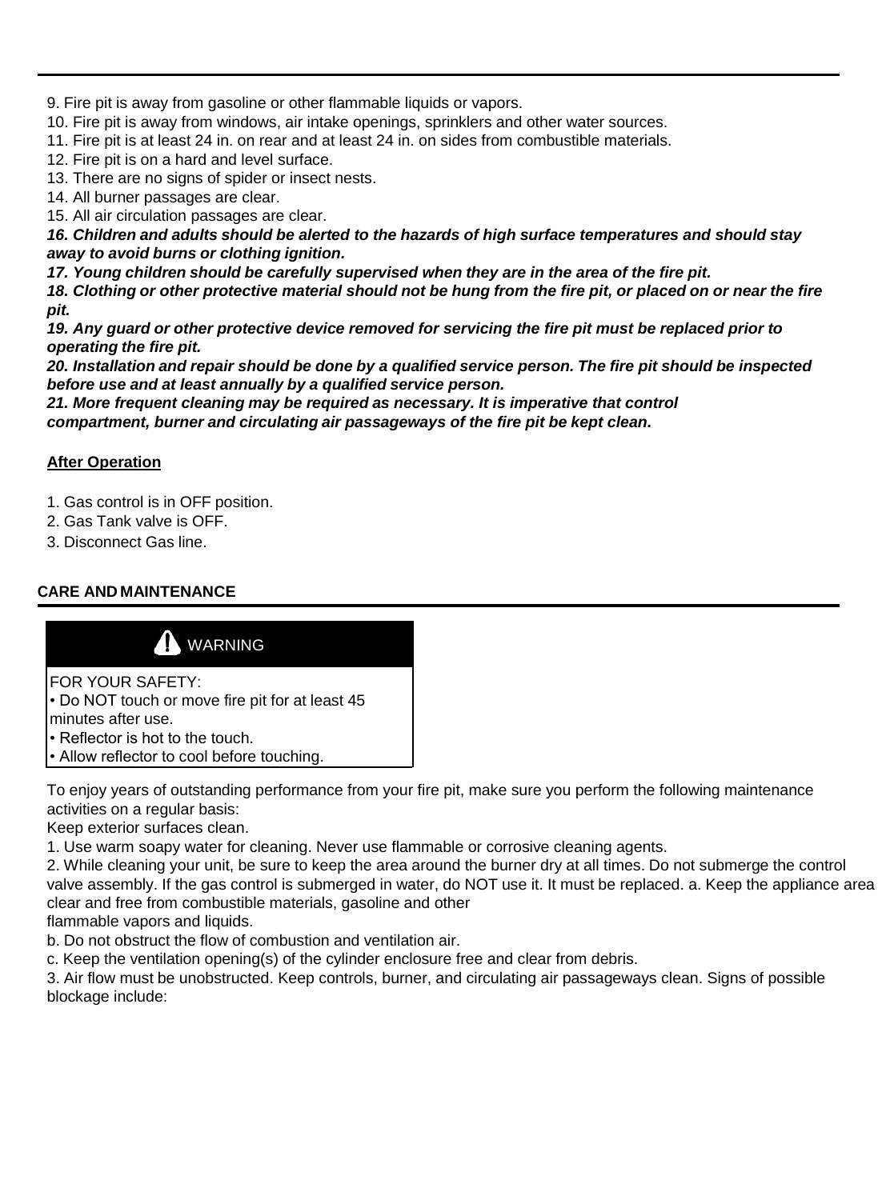9. Fire pit is away from gasoline or other flammable liquids or vapors.
10. Fire pit is away from windows, air intake openings, sprinklers and other water sources.
11. Fire pit is at least 24 in. on rear and at least 24 in. on sides from combustible materials.
12. Fire pit is on a hard and level surface.
13. There are no signs of spider or insect nests.
14. All burner passages are clear.
15. All air circulation passages are clear.
***16. Children and adults should be alerted to the hazards of high surface temperatures and should stay away to avoid burns or clothing ignition.***
***17. Young children should be carefully supervised when they are in the area of the fire pit.***
***18. Clothing or other protective material should not be hung from the fire pit, or placed on or near the fire pit.***
***19. Any guard or other protective device removed for servicing the fire pit must be replaced prior to operating the fire pit.***
***20. Installation and repair should be done by a qualified service person. The fire pit should be inspected before use and at least annually by a qualified service person.***
***21. More frequent cleaning may be required as necessary. It is imperative that control compartment, burner and circulating air passageways of the fire pit be kept clean.***

**After Operation**

1. Gas control is in OFF position.
2. Gas Tank valve is OFF.
3. Disconnect Gas line.

## CARE AND MAINTENANCE

**WARNING**

FOR YOUR SAFETY:
- Do NOT touch or move fire pit for at least 45 minutes after use.
- Reflector is hot to the touch.
- Allow reflector to cool before touching.

To enjoy years of outstanding performance from your fire pit, make sure you perform the following maintenance activities on a regular basis:
Keep exterior surfaces clean.

1. Use warm soapy water for cleaning. Never use flammable or corrosive cleaning agents.
2. While cleaning your unit, be sure to keep the area around the burner dry at all times. Do not submerge the control valve assembly. If the gas control is submerged in water, do NOT use it. It must be replaced. a. Keep the appliance area clear and free from combustible materials, gasoline and other flammable vapors and liquids.
b. Do not obstruct the flow of combustion and ventilation air.
c. Keep the ventilation opening(s) of the cylinder enclosure free and clear from debris.
3. Air flow must be unobstructed. Keep controls, burner, and circulating air passageways clean. Signs of possible blockage include: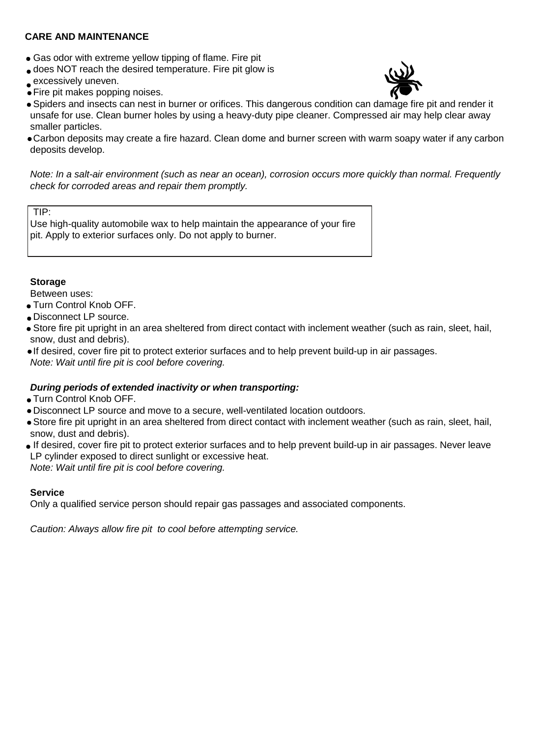## CARE AND MAINTENANCE

- Gas odor with extreme yellow tipping of flame. Fire pit
- does NOT reach the desired temperature. Fire pit glow is
- excessively uneven.
- Fire pit makes popping noises.
- Spiders and insects can nest in burner or orifices. This dangerous condition can damage fire pit and render it unsafe for use. Clean burner holes by using a heavy-duty pipe cleaner. Compressed air may help clear away smaller particles.
- Carbon deposits may create a fire hazard. Clean dome and burner screen with warm soapy water if any carbon deposits develop.

*Note: In a salt-air environment (such as near an ocean), corrosion occurs more quickly than normal. Frequently check for corroded areas and repair them promptly.*

> TIP:
> Use high-quality automobile wax to help maintain the appearance of your fire pit. Apply to exterior surfaces only. Do not apply to burner.

### Storage

Between uses:

- Turn Control Knob OFF.
- Disconnect LP source.
- Store fire pit upright in an area sheltered from direct contact with inclement weather (such as rain, sleet, hail, snow, dust and debris).
- If desired, cover fire pit to protect exterior surfaces and to help prevent build-up in air passages.
  *Note: Wait until fire pit is cool before covering.*

***During periods of extended inactivity or when transporting:***

- Turn Control Knob OFF.
- Disconnect LP source and move to a secure, well-ventilated location outdoors.
- Store fire pit upright in an area sheltered from direct contact with inclement weather (such as rain, sleet, hail, snow, dust and debris).
- If desired, cover fire pit to protect exterior surfaces and to help prevent build-up in air passages. Never leave LP cylinder exposed to direct sunlight or excessive heat.
  *Note: Wait until fire pit is cool before covering.*

### Service

Only a qualified service person should repair gas passages and associated components.

*Caution: Always allow fire pit to cool before attempting service.*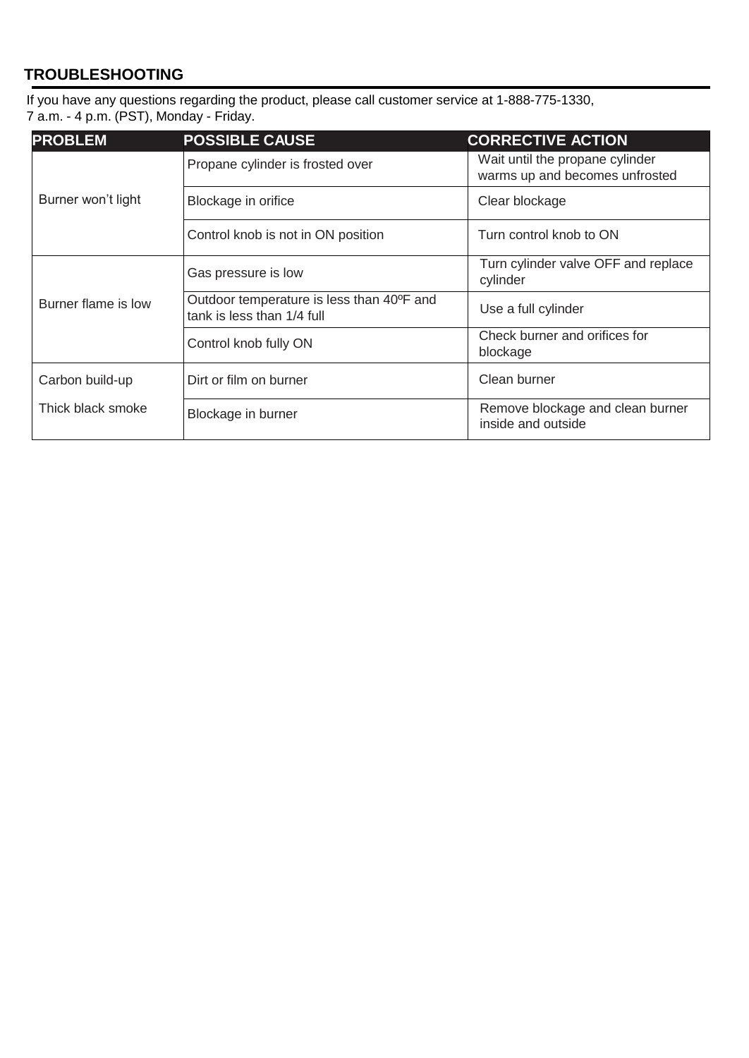## TROUBLESHOOTING

If you have any questions regarding the product, please call customer service at 1-888-775-1330, 7 a.m. - 4 p.m. (PST), Monday - Friday.

| PROBLEM | POSSIBLE CAUSE | CORRECTIVE ACTION |
| --- | --- | --- |
| Burner won't light | Propane cylinder is frosted over | Wait until the propane cylinder warms up and becomes unfrosted |
| | Blockage in orifice | Clear blockage |
| | Control knob is not in ON position | Turn control knob to ON |
| Burner flame is low | Gas pressure is low | Turn cylinder valve OFF and replace cylinder |
| | Outdoor temperature is less than 40ºF and tank is less than 1/4 full | Use a full cylinder |
| | Control knob fully ON | Check burner and orifices for blockage |
| Carbon build-up | Dirt or film on burner | Clean burner |
| Thick black smoke | Blockage in burner | Remove blockage and clean burner inside and outside |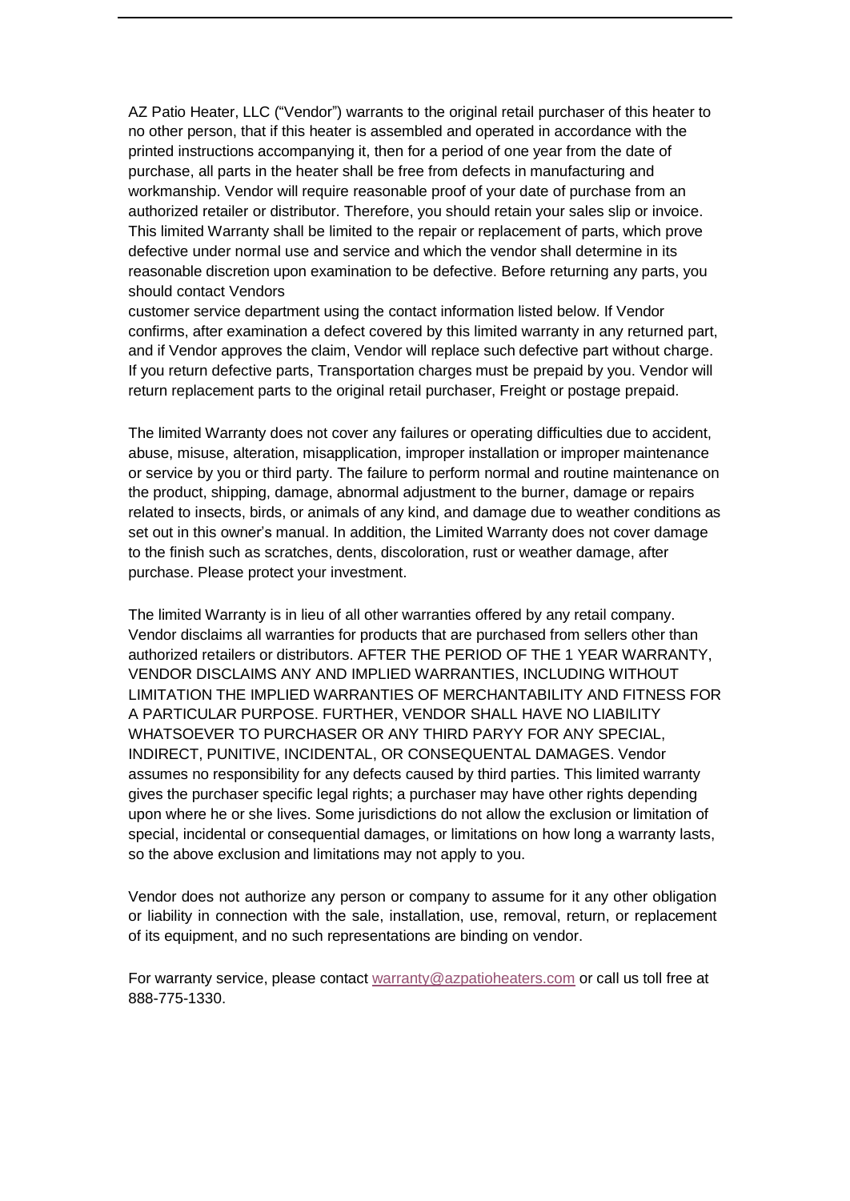AZ Patio Heater, LLC ("Vendor") warrants to the original retail purchaser of this heater to no other person, that if this heater is assembled and operated in accordance with the printed instructions accompanying it, then for a period of one year from the date of purchase, all parts in the heater shall be free from defects in manufacturing and workmanship. Vendor will require reasonable proof of your date of purchase from an authorized retailer or distributor. Therefore, you should retain your sales slip or invoice. This limited Warranty shall be limited to the repair or replacement of parts, which prove defective under normal use and service and which the vendor shall determine in its reasonable discretion upon examination to be defective. Before returning any parts, you should contact Vendors customer service department using the contact information listed below. If Vendor confirms, after examination a defect covered by this limited warranty in any returned part, and if Vendor approves the claim, Vendor will replace such defective part without charge. If you return defective parts, Transportation charges must be prepaid by you. Vendor will return replacement parts to the original retail purchaser, Freight or postage prepaid.

The limited Warranty does not cover any failures or operating difficulties due to accident, abuse, misuse, alteration, misapplication, improper installation or improper maintenance or service by you or third party. The failure to perform normal and routine maintenance on the product, shipping, damage, abnormal adjustment to the burner, damage or repairs related to insects, birds, or animals of any kind, and damage due to weather conditions as set out in this owner's manual. In addition, the Limited Warranty does not cover damage to the finish such as scratches, dents, discoloration, rust or weather damage, after purchase. Please protect your investment.

The limited Warranty is in lieu of all other warranties offered by any retail company. Vendor disclaims all warranties for products that are purchased from sellers other than authorized retailers or distributors. AFTER THE PERIOD OF THE 1 YEAR WARRANTY, VENDOR DISCLAIMS ANY AND IMPLIED WARRANTIES, INCLUDING WITHOUT LIMITATION THE IMPLIED WARRANTIES OF MERCHANTABILITY AND FITNESS FOR A PARTICULAR PURPOSE. FURTHER, VENDOR SHALL HAVE NO LIABILITY WHATSOEVER TO PURCHASER OR ANY THIRD PARYY FOR ANY SPECIAL, INDIRECT, PUNITIVE, INCIDENTAL, OR CONSEQUENTAL DAMAGES. Vendor assumes no responsibility for any defects caused by third parties. This limited warranty gives the purchaser specific legal rights; a purchaser may have other rights depending upon where he or she lives. Some jurisdictions do not allow the exclusion or limitation of special, incidental or consequential damages, or limitations on how long a warranty lasts, so the above exclusion and limitations may not apply to you.

Vendor does not authorize any person or company to assume for it any other obligation or liability in connection with the sale, installation, use, removal, return, or replacement of its equipment, and no such representations are binding on vendor.

For warranty service, please contact warranty@azpatioheaters.com or call us toll free at 888-775-1330.